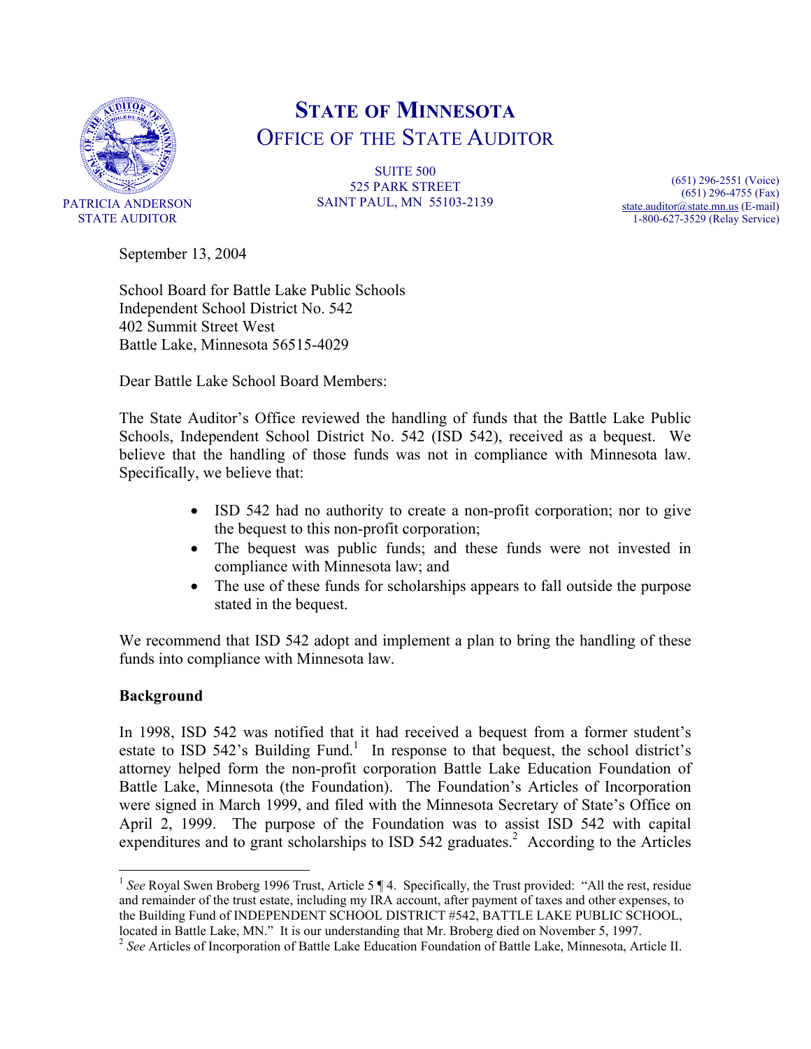# STATE OF MINNESOTA
## OFFICE OF THE STATE AUDITOR

PATRICIA ANDERSON
STATE AUDITOR

SUITE 500
525 PARK STREET
SAINT PAUL, MN 55103-2139

(651) 296-2551 (Voice)
(651) 296-4755 (Fax)
state.auditor@state.mn.us (E-mail)
1-800-627-3529 (Relay Service)

September 13, 2004

School Board for Battle Lake Public Schools
Independent School District No. 542
402 Summit Street West
Battle Lake, Minnesota 56515-4029

Dear Battle Lake School Board Members:

The State Auditor's Office reviewed the handling of funds that the Battle Lake Public Schools, Independent School District No. 542 (ISD 542), received as a bequest. We believe that the handling of those funds was not in compliance with Minnesota law. Specifically, we believe that:

- ISD 542 had no authority to create a non-profit corporation; nor to give the bequest to this non-profit corporation;
- The bequest was public funds; and these funds were not invested in compliance with Minnesota law; and
- The use of these funds for scholarships appears to fall outside the purpose stated in the bequest.

We recommend that ISD 542 adopt and implement a plan to bring the handling of these funds into compliance with Minnesota law.

**Background**

In 1998, ISD 542 was notified that it had received a bequest from a former student's estate to ISD 542's Building Fund.[1] In response to that bequest, the school district's attorney helped form the non-profit corporation Battle Lake Education Foundation of Battle Lake, Minnesota (the Foundation). The Foundation's Articles of Incorporation were signed in March 1999, and filed with the Minnesota Secretary of State's Office on April 2, 1999. The purpose of the Foundation was to assist ISD 542 with capital expenditures and to grant scholarships to ISD 542 graduates.[2] According to the Articles

---

[1] *See* Royal Swen Broberg 1996 Trust, Article 5 ¶ 4. Specifically, the Trust provided: "All the rest, residue and remainder of the trust estate, including my IRA account, after payment of taxes and other expenses, to the Building Fund of INDEPENDENT SCHOOL DISTRICT #542, BATTLE LAKE PUBLIC SCHOOL, located in Battle Lake, MN." It is our understanding that Mr. Broberg died on November 5, 1997.

[2] *See* Articles of Incorporation of Battle Lake Education Foundation of Battle Lake, Minnesota, Article II.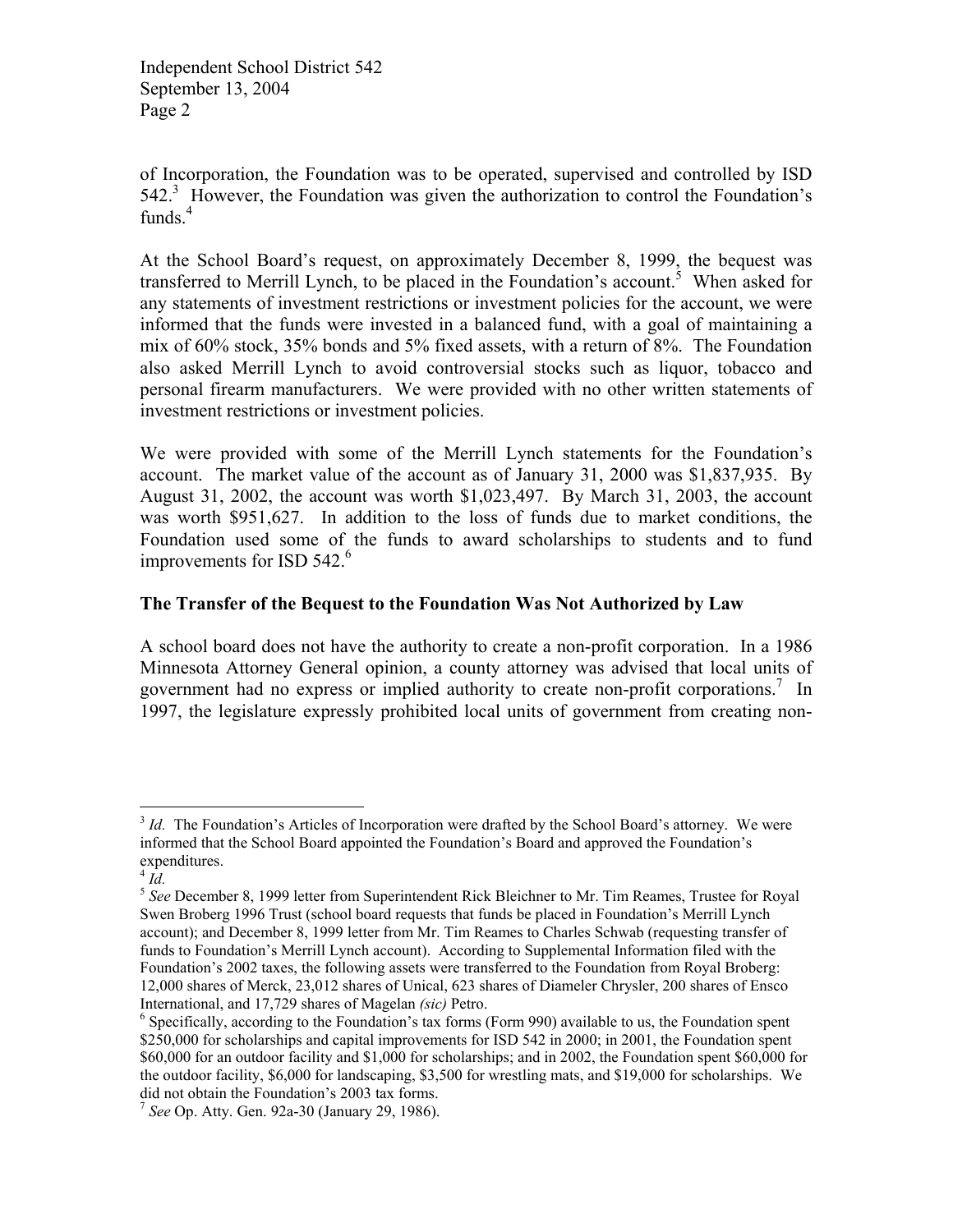of Incorporation, the Foundation was to be operated, supervised and controlled by ISD 542.[3] However, the Foundation was given the authorization to control the Foundation's funds.[4]

At the School Board's request, on approximately December 8, 1999, the bequest was transferred to Merrill Lynch, to be placed in the Foundation's account.[5] When asked for any statements of investment restrictions or investment policies for the account, we were informed that the funds were invested in a balanced fund, with a goal of maintaining a mix of 60% stock, 35% bonds and 5% fixed assets, with a return of 8%. The Foundation also asked Merrill Lynch to avoid controversial stocks such as liquor, tobacco and personal firearm manufacturers. We were provided with no other written statements of investment restrictions or investment policies.

We were provided with some of the Merrill Lynch statements for the Foundation's account. The market value of the account as of January 31, 2000 was $1,837,935. By August 31, 2002, the account was worth $1,023,497. By March 31, 2003, the account was worth $951,627. In addition to the loss of funds due to market conditions, the Foundation used some of the funds to award scholarships to students and to fund improvements for ISD 542.[6]

**The Transfer of the Bequest to the Foundation Was Not Authorized by Law**

A school board does not have the authority to create a non-profit corporation. In a 1986 Minnesota Attorney General opinion, a county attorney was advised that local units of government had no express or implied authority to create non-profit corporations.[7] In 1997, the legislature expressly prohibited local units of government from creating non-

---

[3] *Id.* The Foundation's Articles of Incorporation were drafted by the School Board's attorney. We were informed that the School Board appointed the Foundation's Board and approved the Foundation's expenditures.

[4] *Id.*

[5] *See* December 8, 1999 letter from Superintendent Rick Bleichner to Mr. Tim Reames, Trustee for Royal Swen Broberg 1996 Trust (school board requests that funds be placed in Foundation's Merrill Lynch account); and December 8, 1999 letter from Mr. Tim Reames to Charles Schwab (requesting transfer of funds to Foundation's Merrill Lynch account). According to Supplemental Information filed with the Foundation's 2002 taxes, the following assets were transferred to the Foundation from Royal Broberg: 12,000 shares of Merck, 23,012 shares of Unical, 623 shares of Diameler Chrysler, 200 shares of Ensco International, and 17,729 shares of Magelan *(sic)* Petro.

[6] Specifically, according to the Foundation's tax forms (Form 990) available to us, the Foundation spent $250,000 for scholarships and capital improvements for ISD 542 in 2000; in 2001, the Foundation spent $60,000 for an outdoor facility and $1,000 for scholarships; and in 2002, the Foundation spent $60,000 for the outdoor facility, $6,000 for landscaping, $3,500 for wrestling mats, and $19,000 for scholarships. We did not obtain the Foundation's 2003 tax forms.

[7] *See* Op. Atty. Gen. 92a-30 (January 29, 1986).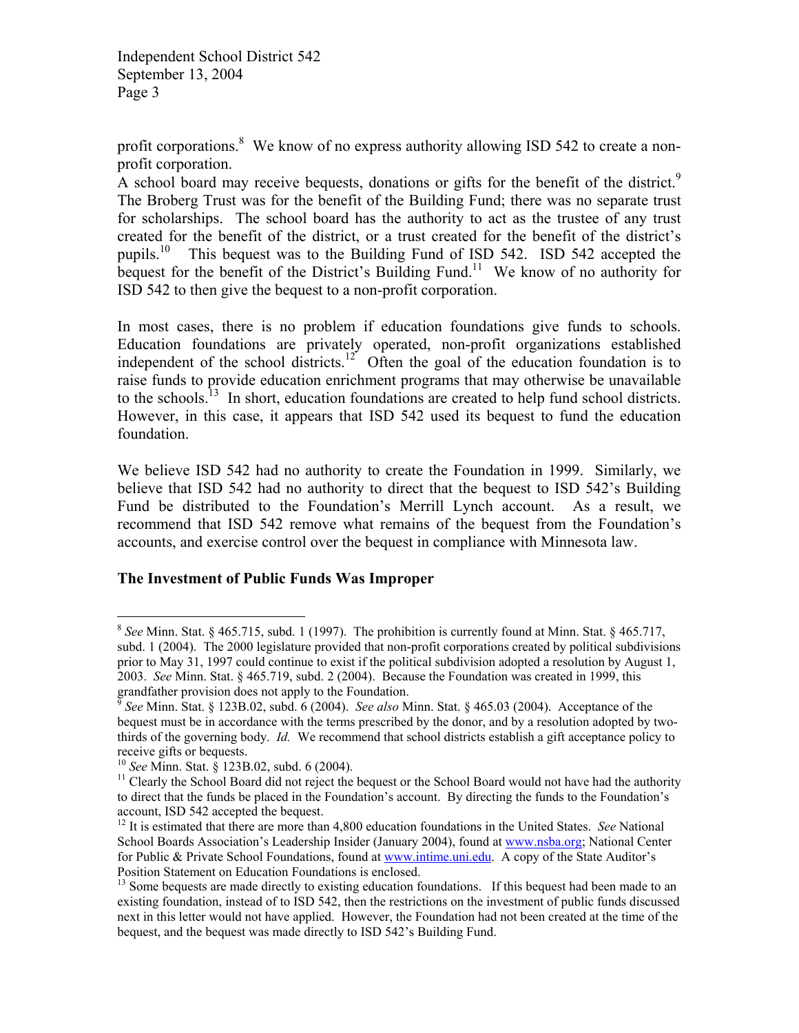profit corporations.[8] We know of no express authority allowing ISD 542 to create a non-profit corporation.

A school board may receive bequests, donations or gifts for the benefit of the district.[9] The Broberg Trust was for the benefit of the Building Fund; there was no separate trust for scholarships. The school board has the authority to act as the trustee of any trust created for the benefit of the district, or a trust created for the benefit of the district's pupils.[10] This bequest was to the Building Fund of ISD 542. ISD 542 accepted the bequest for the benefit of the District's Building Fund.[11] We know of no authority for ISD 542 to then give the bequest to a non-profit corporation.

In most cases, there is no problem if education foundations give funds to schools. Education foundations are privately operated, non-profit organizations established independent of the school districts.[12] Often the goal of the education foundation is to raise funds to provide education enrichment programs that may otherwise be unavailable to the schools.[13] In short, education foundations are created to help fund school districts. However, in this case, it appears that ISD 542 used its bequest to fund the education foundation.

We believe ISD 542 had no authority to create the Foundation in 1999. Similarly, we believe that ISD 542 had no authority to direct that the bequest to ISD 542's Building Fund be distributed to the Foundation's Merrill Lynch account. As a result, we recommend that ISD 542 remove what remains of the bequest from the Foundation's accounts, and exercise control over the bequest in compliance with Minnesota law.

**The Investment of Public Funds Was Improper**

---

[8] *See* Minn. Stat. § 465.715, subd. 1 (1997). The prohibition is currently found at Minn. Stat. § 465.717, subd. 1 (2004). The 2000 legislature provided that non-profit corporations created by political subdivisions prior to May 31, 1997 could continue to exist if the political subdivision adopted a resolution by August 1, 2003. *See* Minn. Stat. § 465.719, subd. 2 (2004). Because the Foundation was created in 1999, this grandfather provision does not apply to the Foundation.

[9] *See* Minn. Stat. § 123B.02, subd. 6 (2004). *See also* Minn. Stat. § 465.03 (2004). Acceptance of the bequest must be in accordance with the terms prescribed by the donor, and by a resolution adopted by two-thirds of the governing body. *Id.* We recommend that school districts establish a gift acceptance policy to receive gifts or bequests.

[10] *See* Minn. Stat. § 123B.02, subd. 6 (2004).

[11] Clearly the School Board did not reject the bequest or the School Board would not have had the authority to direct that the funds be placed in the Foundation's account. By directing the funds to the Foundation's account, ISD 542 accepted the bequest.

[12] It is estimated that there are more than 4,800 education foundations in the United States. *See* National School Boards Association's Leadership Insider (January 2004), found at www.nsba.org; National Center for Public & Private School Foundations, found at www.intime.uni.edu. A copy of the State Auditor's Position Statement on Education Foundations is enclosed.

[13] Some bequests are made directly to existing education foundations. If this bequest had been made to an existing foundation, instead of to ISD 542, then the restrictions on the investment of public funds discussed next in this letter would not have applied. However, the Foundation had not been created at the time of the bequest, and the bequest was made directly to ISD 542's Building Fund.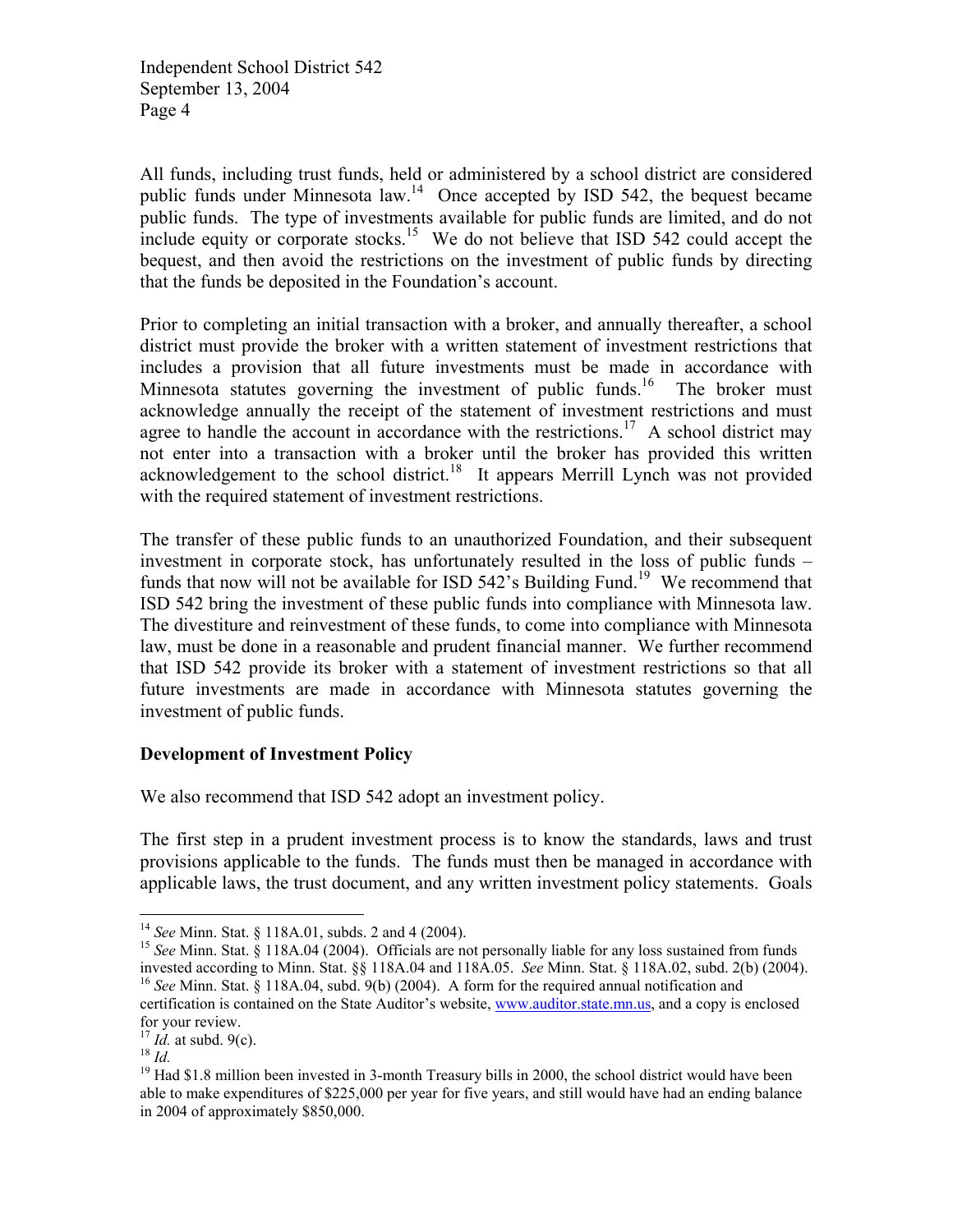All funds, including trust funds, held or administered by a school district are considered public funds under Minnesota law.[14] Once accepted by ISD 542, the bequest became public funds. The type of investments available for public funds are limited, and do not include equity or corporate stocks.[15] We do not believe that ISD 542 could accept the bequest, and then avoid the restrictions on the investment of public funds by directing that the funds be deposited in the Foundation's account.

Prior to completing an initial transaction with a broker, and annually thereafter, a school district must provide the broker with a written statement of investment restrictions that includes a provision that all future investments must be made in accordance with Minnesota statutes governing the investment of public funds.[16] The broker must acknowledge annually the receipt of the statement of investment restrictions and must agree to handle the account in accordance with the restrictions.[17] A school district may not enter into a transaction with a broker until the broker has provided this written acknowledgement to the school district.[18] It appears Merrill Lynch was not provided with the required statement of investment restrictions.

The transfer of these public funds to an unauthorized Foundation, and their subsequent investment in corporate stock, has unfortunately resulted in the loss of public funds – funds that now will not be available for ISD 542's Building Fund.[19] We recommend that ISD 542 bring the investment of these public funds into compliance with Minnesota law. The divestiture and reinvestment of these funds, to come into compliance with Minnesota law, must be done in a reasonable and prudent financial manner. We further recommend that ISD 542 provide its broker with a statement of investment restrictions so that all future investments are made in accordance with Minnesota statutes governing the investment of public funds.

**Development of Investment Policy**

We also recommend that ISD 542 adopt an investment policy.

The first step in a prudent investment process is to know the standards, laws and trust provisions applicable to the funds. The funds must then be managed in accordance with applicable laws, the trust document, and any written investment policy statements. Goals

---

[14] *See* Minn. Stat. § 118A.01, subds. 2 and 4 (2004).

[15] *See* Minn. Stat. § 118A.04 (2004). Officials are not personally liable for any loss sustained from funds invested according to Minn. Stat. §§ 118A.04 and 118A.05. *See* Minn. Stat. § 118A.02, subd. 2(b) (2004).

[16] *See* Minn. Stat. § 118A.04, subd. 9(b) (2004). A form for the required annual notification and certification is contained on the State Auditor's website, www.auditor.state.mn.us, and a copy is enclosed for your review.

[17] *Id.* at subd. 9(c).

[18] *Id.*

[19] Had $1.8 million been invested in 3-month Treasury bills in 2000, the school district would have been able to make expenditures of $225,000 per year for five years, and still would have had an ending balance in 2004 of approximately $850,000.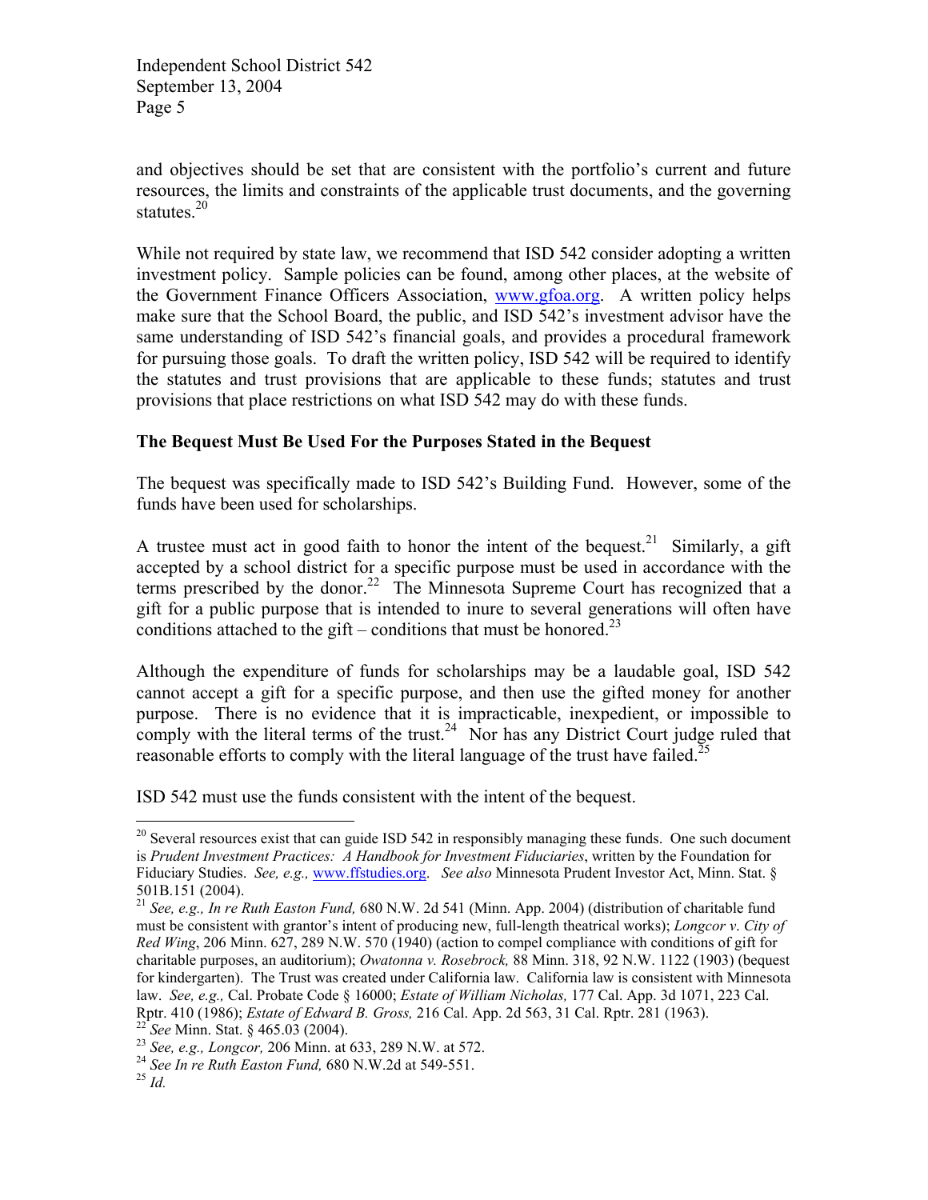and objectives should be set that are consistent with the portfolio's current and future resources, the limits and constraints of the applicable trust documents, and the governing statutes.[20]

While not required by state law, we recommend that ISD 542 consider adopting a written investment policy. Sample policies can be found, among other places, at the website of the Government Finance Officers Association, www.gfoa.org. A written policy helps make sure that the School Board, the public, and ISD 542's investment advisor have the same understanding of ISD 542's financial goals, and provides a procedural framework for pursuing those goals. To draft the written policy, ISD 542 will be required to identify the statutes and trust provisions that are applicable to these funds; statutes and trust provisions that place restrictions on what ISD 542 may do with these funds.

**The Bequest Must Be Used For the Purposes Stated in the Bequest**

The bequest was specifically made to ISD 542's Building Fund. However, some of the funds have been used for scholarships.

A trustee must act in good faith to honor the intent of the bequest.[21] Similarly, a gift accepted by a school district for a specific purpose must be used in accordance with the terms prescribed by the donor.[22] The Minnesota Supreme Court has recognized that a gift for a public purpose that is intended to inure to several generations will often have conditions attached to the gift – conditions that must be honored.[23]

Although the expenditure of funds for scholarships may be a laudable goal, ISD 542 cannot accept a gift for a specific purpose, and then use the gifted money for another purpose. There is no evidence that it is impracticable, inexpedient, or impossible to comply with the literal terms of the trust.[24] Nor has any District Court judge ruled that reasonable efforts to comply with the literal language of the trust have failed.[25]

ISD 542 must use the funds consistent with the intent of the bequest.

---

[20] Several resources exist that can guide ISD 542 in responsibly managing these funds. One such document is *Prudent Investment Practices: A Handbook for Investment Fiduciaries*, written by the Foundation for Fiduciary Studies. *See, e.g.,* www.ffstudies.org. *See also* Minnesota Prudent Investor Act, Minn. Stat. § 501B.151 (2004).

[21] *See, e.g., In re Ruth Easton Fund,* 680 N.W. 2d 541 (Minn. App. 2004) (distribution of charitable fund must be consistent with grantor's intent of producing new, full-length theatrical works); *Longcor v. City of Red Wing*, 206 Minn. 627, 289 N.W. 570 (1940) (action to compel compliance with conditions of gift for charitable purposes, an auditorium); *Owatonna v. Rosebrock,* 88 Minn. 318, 92 N.W. 1122 (1903) (bequest for kindergarten). The Trust was created under California law. California law is consistent with Minnesota law. *See, e.g.,* Cal. Probate Code § 16000; *Estate of William Nicholas,* 177 Cal. App. 3d 1071, 223 Cal. Rptr. 410 (1986); *Estate of Edward B. Gross,* 216 Cal. App. 2d 563, 31 Cal. Rptr. 281 (1963).

[22] *See* Minn. Stat. § 465.03 (2004).

[23] *See, e.g., Longcor,* 206 Minn. at 633, 289 N.W. at 572.

[24] *See In re Ruth Easton Fund,* 680 N.W.2d at 549-551.

[25] *Id.*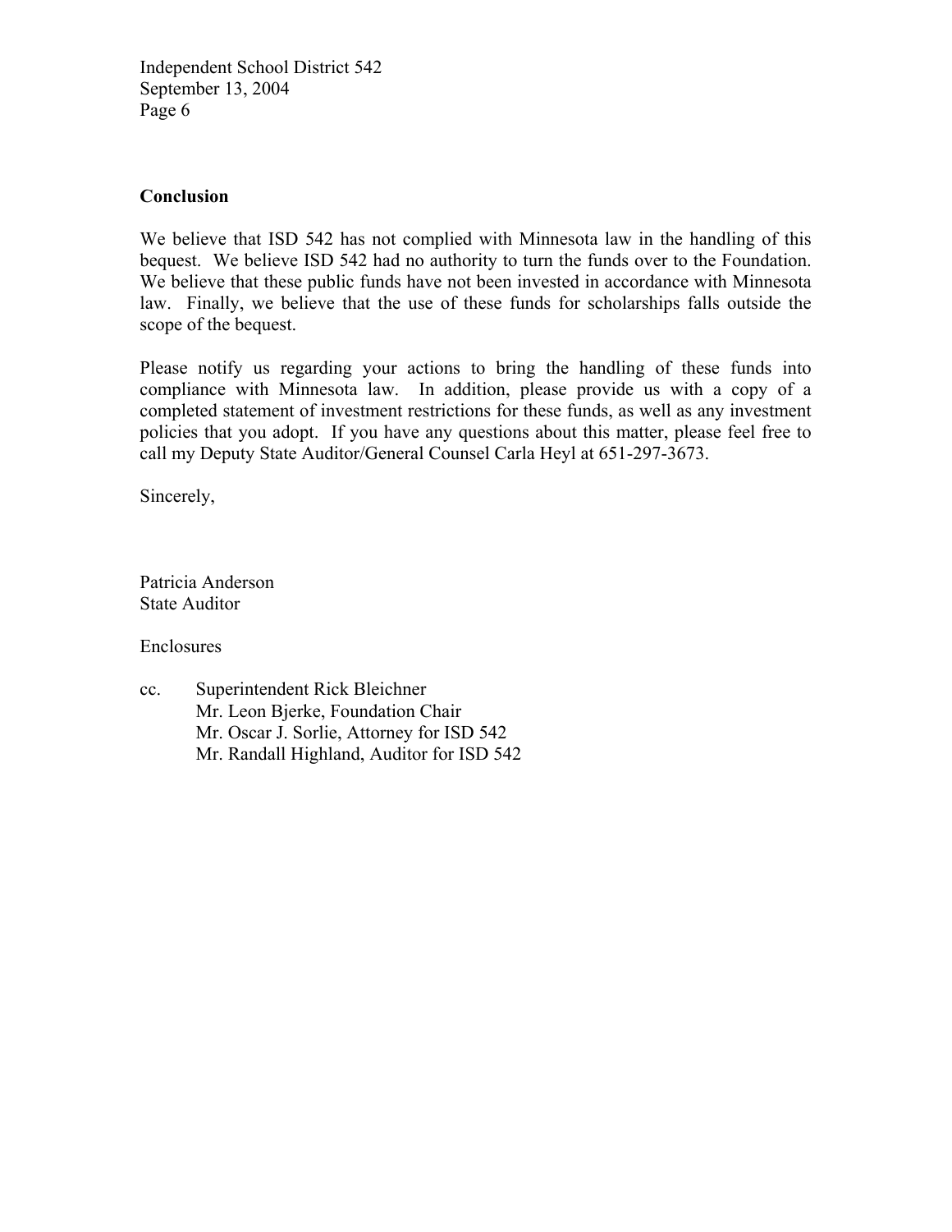## Conclusion

We believe that ISD 542 has not complied with Minnesota law in the handling of this bequest. We believe ISD 542 had no authority to turn the funds over to the Foundation. We believe that these public funds have not been invested in accordance with Minnesota law. Finally, we believe that the use of these funds for scholarships falls outside the scope of the bequest.

Please notify us regarding your actions to bring the handling of these funds into compliance with Minnesota law. In addition, please provide us with a copy of a completed statement of investment restrictions for these funds, as well as any investment policies that you adopt. If you have any questions about this matter, please feel free to call my Deputy State Auditor/General Counsel Carla Heyl at 651-297-3673.

Sincerely,

Patricia Anderson
State Auditor

Enclosures

cc. Superintendent Rick Bleichner
Mr. Leon Bjerke, Foundation Chair
Mr. Oscar J. Sorlie, Attorney for ISD 542
Mr. Randall Highland, Auditor for ISD 542